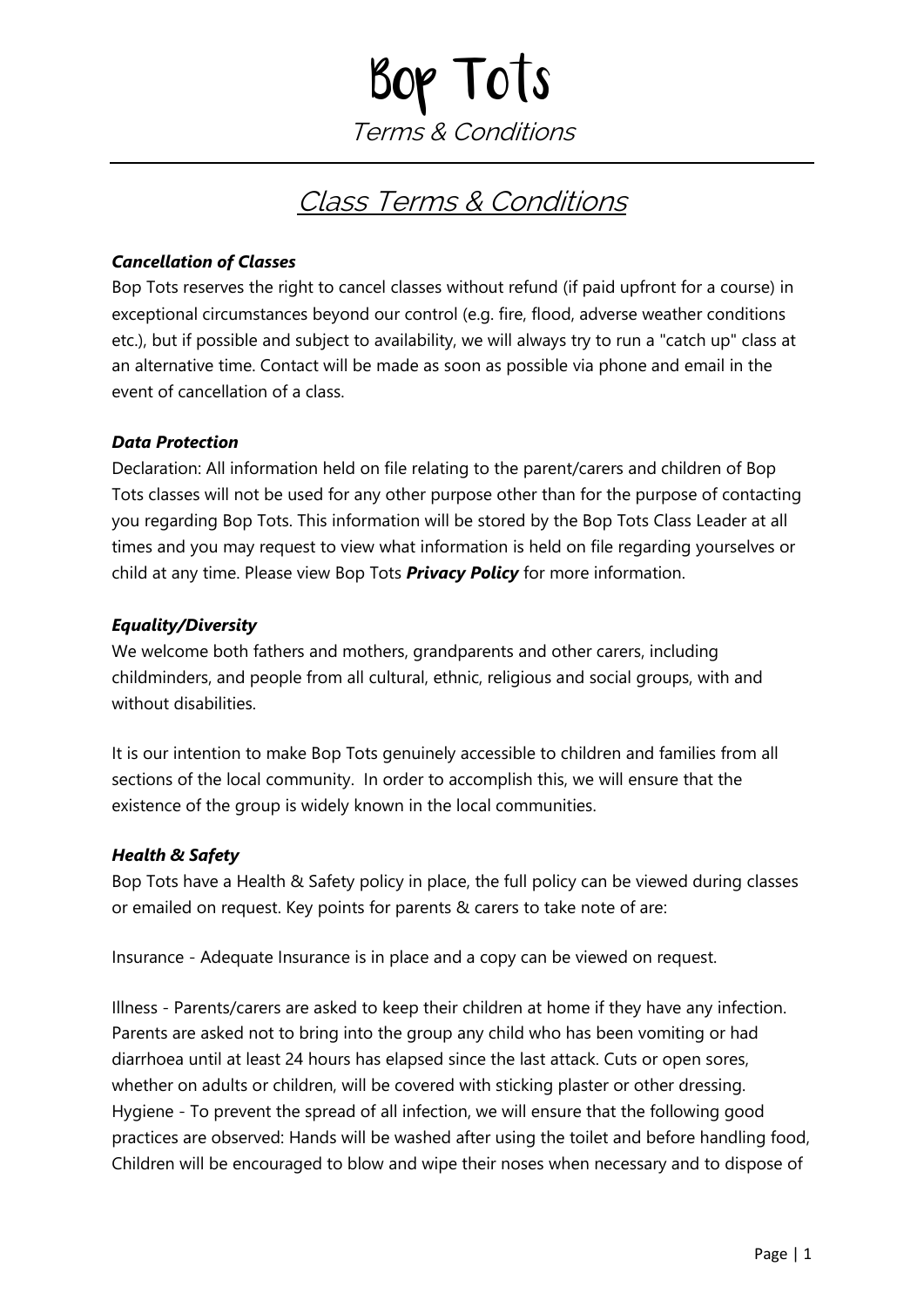# Bop Tots

*Terms & Conditions*

---

## Class Terms & Conditions

***Cancellation of Classes***

Bop Tots reserves the right to cancel classes without refund (if paid upfront for a course) in exceptional circumstances beyond our control (e.g. fire, flood, adverse weather conditions etc.), but if possible and subject to availability, we will always try to run a "catch up" class at an alternative time. Contact will be made as soon as possible via phone and email in the event of cancellation of a class.

***Data Protection***

Declaration: All information held on file relating to the parent/carers and children of Bop Tots classes will not be used for any other purpose other than for the purpose of contacting you regarding Bop Tots. This information will be stored by the Bop Tots Class Leader at all times and you may request to view what information is held on file regarding yourselves or child at any time. Please view Bop Tots ***Privacy Policy*** for more information.

***Equality/Diversity***

We welcome both fathers and mothers, grandparents and other carers, including childminders, and people from all cultural, ethnic, religious and social groups, with and without disabilities.

It is our intention to make Bop Tots genuinely accessible to children and families from all sections of the local community. In order to accomplish this, we will ensure that the existence of the group is widely known in the local communities.

***Health & Safety***

Bop Tots have a Health & Safety policy in place, the full policy can be viewed during classes or emailed on request. Key points for parents & carers to take note of are:

Insurance - Adequate Insurance is in place and a copy can be viewed on request.

Illness - Parents/carers are asked to keep their children at home if they have any infection. Parents are asked not to bring into the group any child who has been vomiting or had diarrhoea until at least 24 hours has elapsed since the last attack. Cuts or open sores, whether on adults or children, will be covered with sticking plaster or other dressing.
Hygiene - To prevent the spread of all infection, we will ensure that the following good practices are observed: Hands will be washed after using the toilet and before handling food, Children will be encouraged to blow and wipe their noses when necessary and to dispose of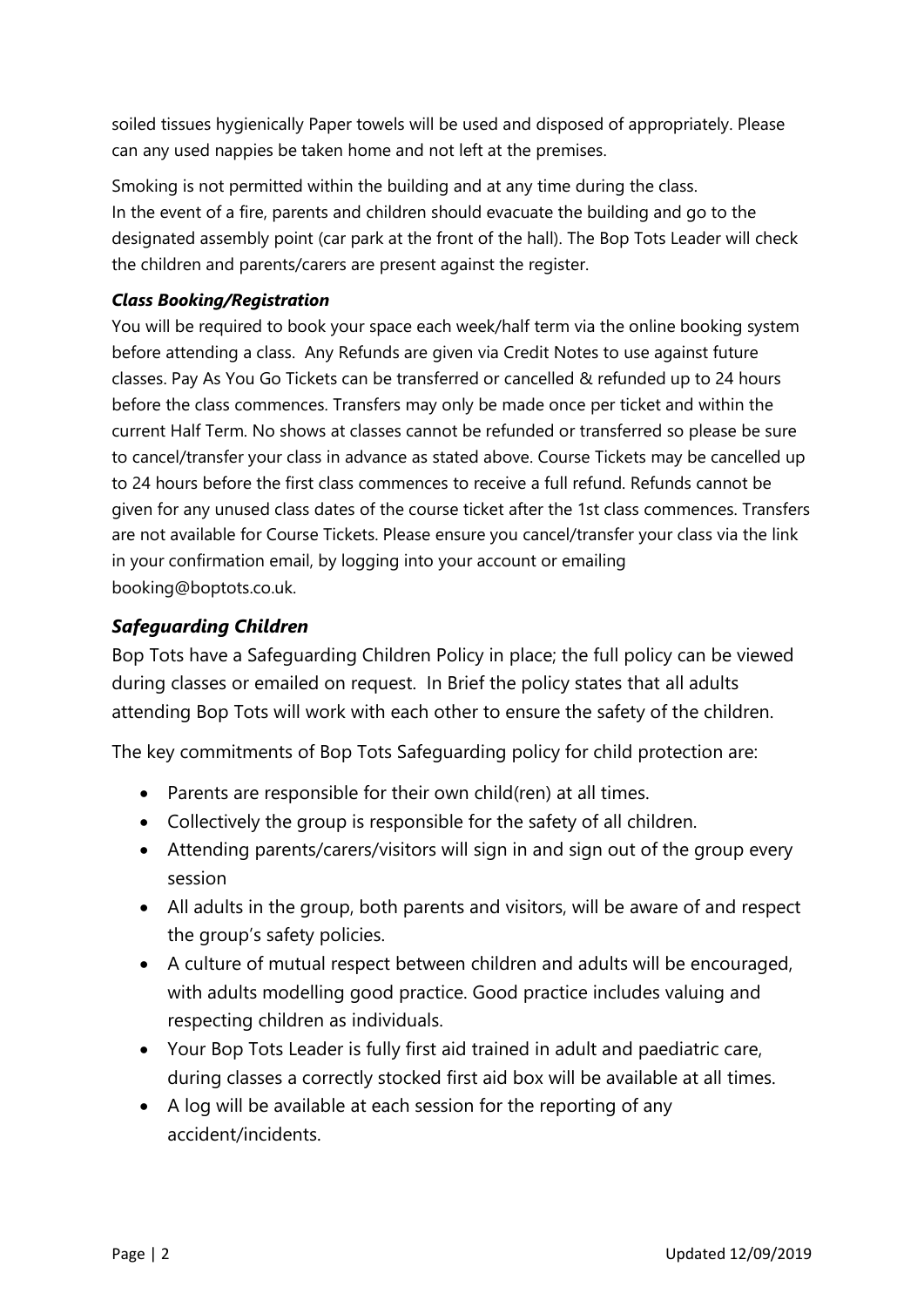soiled tissues hygienically Paper towels will be used and disposed of appropriately. Please can any used nappies be taken home and not left at the premises.

Smoking is not permitted within the building and at any time during the class.
In the event of a fire, parents and children should evacuate the building and go to the designated assembly point (car park at the front of the hall). The Bop Tots Leader will check the children and parents/carers are present against the register.

***Class Booking/Registration***

You will be required to book your space each week/half term via the online booking system before attending a class. Any Refunds are given via Credit Notes to use against future classes. Pay As You Go Tickets can be transferred or cancelled & refunded up to 24 hours before the class commences. Transfers may only be made once per ticket and within the current Half Term. No shows at classes cannot be refunded or transferred so please be sure to cancel/transfer your class in advance as stated above. Course Tickets may be cancelled up to 24 hours before the first class commences to receive a full refund. Refunds cannot be given for any unused class dates of the course ticket after the 1st class commences. Transfers are not available for Course Tickets. Please ensure you cancel/transfer your class via the link in your confirmation email, by logging into your account or emailing booking@boptots.co.uk.

## *Safeguarding Children*

Bop Tots have a Safeguarding Children Policy in place; the full policy can be viewed during classes or emailed on request. In Brief the policy states that all adults attending Bop Tots will work with each other to ensure the safety of the children.

The key commitments of Bop Tots Safeguarding policy for child protection are:

- Parents are responsible for their own child(ren) at all times.
- Collectively the group is responsible for the safety of all children.
- Attending parents/carers/visitors will sign in and sign out of the group every session
- All adults in the group, both parents and visitors, will be aware of and respect the group's safety policies.
- A culture of mutual respect between children and adults will be encouraged, with adults modelling good practice. Good practice includes valuing and respecting children as individuals.
- Your Bop Tots Leader is fully first aid trained in adult and paediatric care, during classes a correctly stocked first aid box will be available at all times.
- A log will be available at each session for the reporting of any accident/incidents.